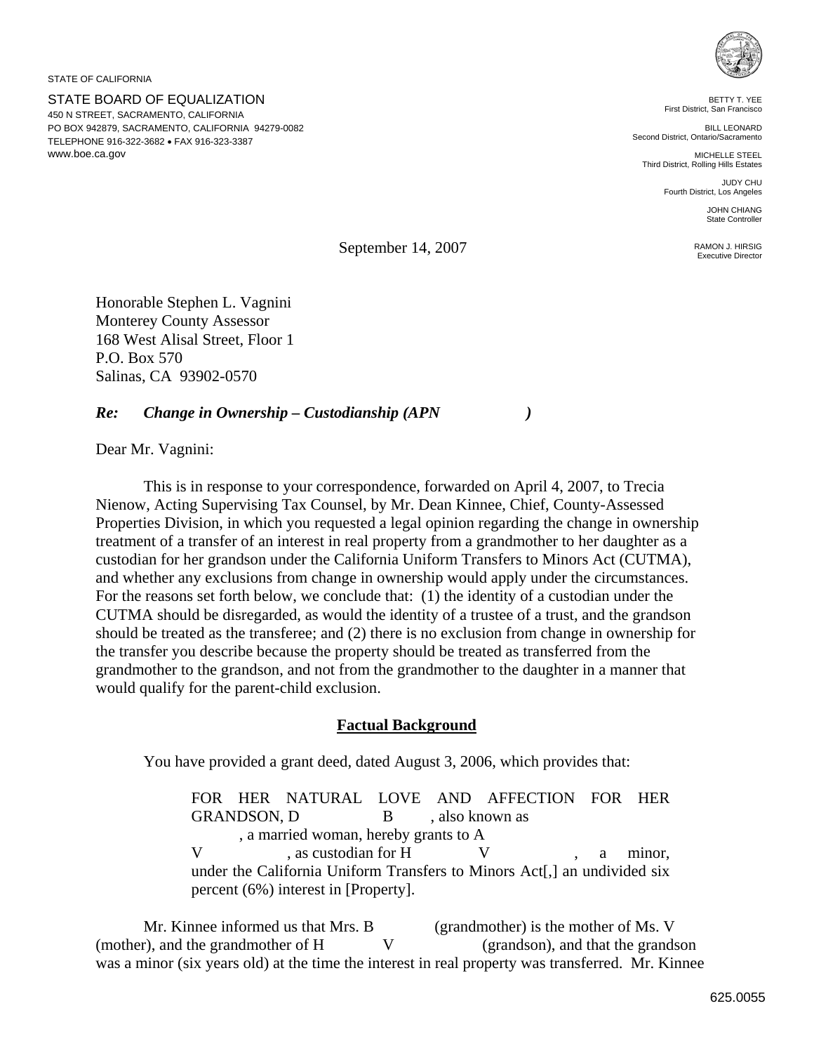STATE OF CALIFORNIA

STATE BOARD OF EQUALIZATION
450 N STREET, SACRAMENTO, CALIFORNIA
PO BOX 942879, SACRAMENTO, CALIFORNIA 94279-0082
TELEPHONE 916-322-3682 • FAX 916-323-3387
www.boe.ca.gov

BETTY T. YEE
First District, San Francisco

BILL LEONARD
Second District, Ontario/Sacramento

MICHELLE STEEL
Third District, Rolling Hills Estates

JUDY CHU
Fourth District, Los Angeles

JOHN CHIANG
State Controller

RAMON J. HIRSIG
Executive Director

September 14, 2007

Honorable Stephen L. Vagnini
Monterey County Assessor
168 West Alisal Street, Floor 1
P.O. Box 570
Salinas, CA 93902-0570

***Re: Change in Ownership – Custodianship (APN )***

Dear Mr. Vagnini:

This is in response to your correspondence, forwarded on April 4, 2007, to Trecia Nienow, Acting Supervising Tax Counsel, by Mr. Dean Kinnee, Chief, County-Assessed Properties Division, in which you requested a legal opinion regarding the change in ownership treatment of a transfer of an interest in real property from a grandmother to her daughter as a custodian for her grandson under the California Uniform Transfers to Minors Act (CUTMA), and whether any exclusions from change in ownership would apply under the circumstances. For the reasons set forth below, we conclude that: (1) the identity of a custodian under the CUTMA should be disregarded, as would the identity of a trustee of a trust, and the grandson should be treated as the transferee; and (2) there is no exclusion from change in ownership for the transfer you describe because the property should be treated as transferred from the grandmother to the grandson, and not from the grandmother to the daughter in a manner that would qualify for the parent-child exclusion.

## Factual Background

You have provided a grant deed, dated August 3, 2006, which provides that:

> FOR HER NATURAL LOVE AND AFFECTION FOR HER GRANDSON, D B , also known as , a married woman, hereby grants to A V , as custodian for H V , a minor, under the California Uniform Transfers to Minors Act[,] an undivided six percent (6%) interest in [Property].

Mr. Kinnee informed us that Mrs. B (grandmother) is the mother of Ms. V (mother), and the grandmother of H V (grandson), and that the grandson was a minor (six years old) at the time the interest in real property was transferred. Mr. Kinnee

625.0055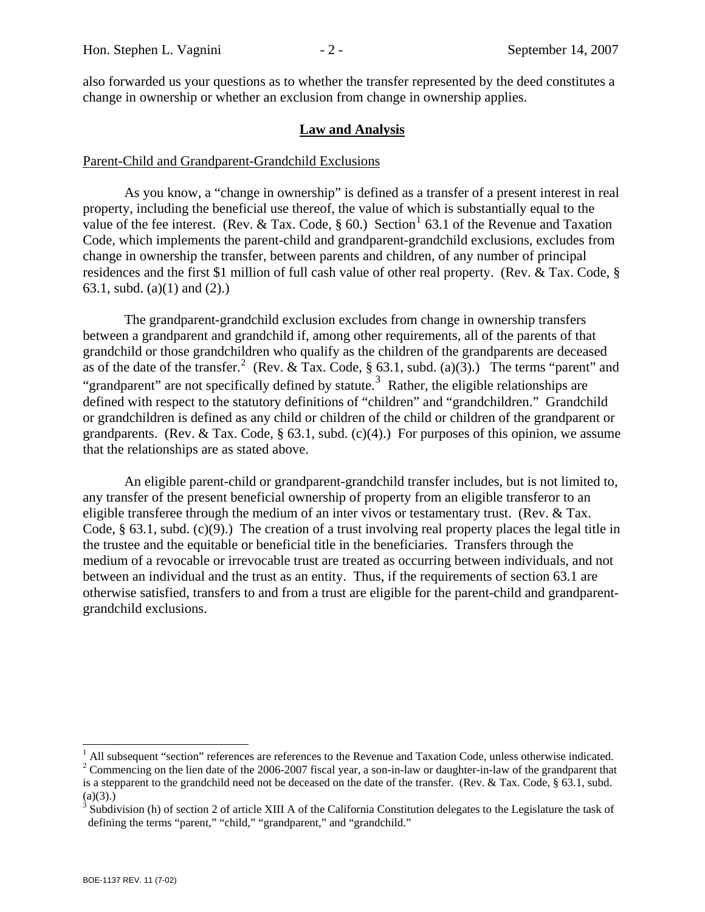also forwarded us your questions as to whether the transfer represented by the deed constitutes a change in ownership or whether an exclusion from change in ownership applies.

## **Law and Analysis**

Parent-Child and Grandparent-Grandchild Exclusions

As you know, a "change in ownership" is defined as a transfer of a present interest in real property, including the beneficial use thereof, the value of which is substantially equal to the value of the fee interest. (Rev. & Tax. Code, § 60.) Section[1] 63.1 of the Revenue and Taxation Code, which implements the parent-child and grandparent-grandchild exclusions, excludes from change in ownership the transfer, between parents and children, of any number of principal residences and the first $1 million of full cash value of other real property. (Rev. & Tax. Code, § 63.1, subd. (a)(1) and (2).)

The grandparent-grandchild exclusion excludes from change in ownership transfers between a grandparent and grandchild if, among other requirements, all of the parents of that grandchild or those grandchildren who qualify as the children of the grandparents are deceased as of the date of the transfer.[2] (Rev. & Tax. Code, § 63.1, subd. (a)(3).) The terms "parent" and "grandparent" are not specifically defined by statute.[3] Rather, the eligible relationships are defined with respect to the statutory definitions of "children" and "grandchildren." Grandchild or grandchildren is defined as any child or children of the child or children of the grandparent or grandparents. (Rev. & Tax. Code, § 63.1, subd. (c)(4).) For purposes of this opinion, we assume that the relationships are as stated above.

An eligible parent-child or grandparent-grandchild transfer includes, but is not limited to, any transfer of the present beneficial ownership of property from an eligible transferor to an eligible transferee through the medium of an inter vivos or testamentary trust. (Rev. & Tax. Code, § 63.1, subd. (c)(9).) The creation of a trust involving real property places the legal title in the trustee and the equitable or beneficial title in the beneficiaries. Transfers through the medium of a revocable or irrevocable trust are treated as occurring between individuals, and not between an individual and the trust as an entity. Thus, if the requirements of section 63.1 are otherwise satisfied, transfers to and from a trust are eligible for the parent-child and grandparent-grandchild exclusions.

---

[1] All subsequent "section" references are references to the Revenue and Taxation Code, unless otherwise indicated.

[2] Commencing on the lien date of the 2006-2007 fiscal year, a son-in-law or daughter-in-law of the grandparent that is a stepparent to the grandchild need not be deceased on the date of the transfer. (Rev. & Tax. Code, § 63.1, subd. (a)(3).)

[3] Subdivision (h) of section 2 of article XIII A of the California Constitution delegates to the Legislature the task of defining the terms "parent," "child," "grandparent," and "grandchild."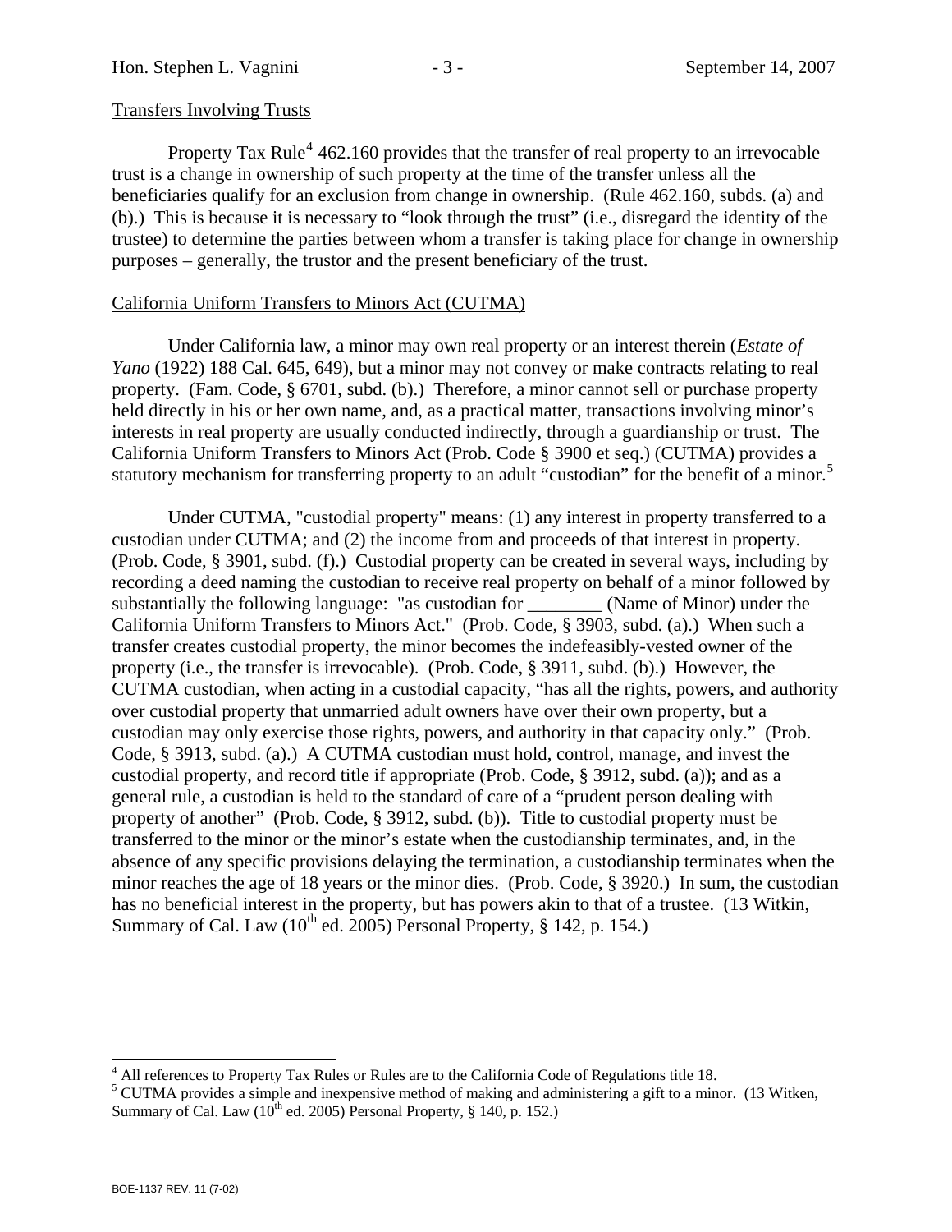Transfers Involving Trusts

Property Tax Rule[4] 462.160 provides that the transfer of real property to an irrevocable trust is a change in ownership of such property at the time of the transfer unless all the beneficiaries qualify for an exclusion from change in ownership. (Rule 462.160, subds. (a) and (b).) This is because it is necessary to "look through the trust" (i.e., disregard the identity of the trustee) to determine the parties between whom a transfer is taking place for change in ownership purposes – generally, the trustor and the present beneficiary of the trust.

California Uniform Transfers to Minors Act (CUTMA)

Under California law, a minor may own real property or an interest therein (*Estate of Yano* (1922) 188 Cal. 645, 649), but a minor may not convey or make contracts relating to real property. (Fam. Code, § 6701, subd. (b).) Therefore, a minor cannot sell or purchase property held directly in his or her own name, and, as a practical matter, transactions involving minor's interests in real property are usually conducted indirectly, through a guardianship or trust. The California Uniform Transfers to Minors Act (Prob. Code § 3900 et seq.) (CUTMA) provides a statutory mechanism for transferring property to an adult "custodian" for the benefit of a minor.[5]

Under CUTMA, "custodial property" means: (1) any interest in property transferred to a custodian under CUTMA; and (2) the income from and proceeds of that interest in property. (Prob. Code, § 3901, subd. (f).) Custodial property can be created in several ways, including by recording a deed naming the custodian to receive real property on behalf of a minor followed by substantially the following language: "as custodian for ________ (Name of Minor) under the California Uniform Transfers to Minors Act." (Prob. Code, § 3903, subd. (a).) When such a transfer creates custodial property, the minor becomes the indefeasibly-vested owner of the property (i.e., the transfer is irrevocable). (Prob. Code, § 3911, subd. (b).) However, the CUTMA custodian, when acting in a custodial capacity, "has all the rights, powers, and authority over custodial property that unmarried adult owners have over their own property, but a custodian may only exercise those rights, powers, and authority in that capacity only." (Prob. Code, § 3913, subd. (a).) A CUTMA custodian must hold, control, manage, and invest the custodial property, and record title if appropriate (Prob. Code, § 3912, subd. (a)); and as a general rule, a custodian is held to the standard of care of a "prudent person dealing with property of another" (Prob. Code, § 3912, subd. (b)). Title to custodial property must be transferred to the minor or the minor's estate when the custodianship terminates, and, in the absence of any specific provisions delaying the termination, a custodianship terminates when the minor reaches the age of 18 years or the minor dies. (Prob. Code, § 3920.) In sum, the custodian has no beneficial interest in the property, but has powers akin to that of a trustee. (13 Witkin, Summary of Cal. Law (10th ed. 2005) Personal Property, § 142, p. 154.)

---

[4] All references to Property Tax Rules or Rules are to the California Code of Regulations title 18.

[5] CUTMA provides a simple and inexpensive method of making and administering a gift to a minor. (13 Witken, Summary of Cal. Law (10th ed. 2005) Personal Property, § 140, p. 152.)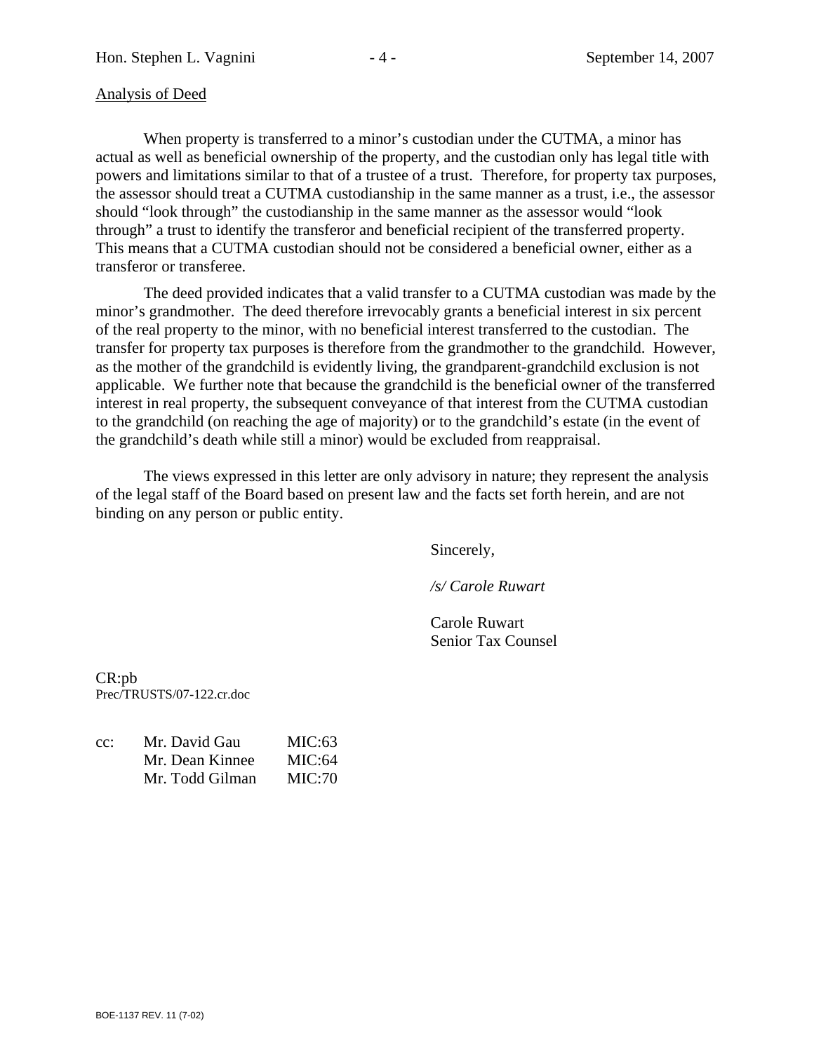<u>Analysis of Deed</u>

When property is transferred to a minor's custodian under the CUTMA, a minor has actual as well as beneficial ownership of the property, and the custodian only has legal title with powers and limitations similar to that of a trustee of a trust. Therefore, for property tax purposes, the assessor should treat a CUTMA custodianship in the same manner as a trust, i.e., the assessor should "look through" the custodianship in the same manner as the assessor would "look through" a trust to identify the transferor and beneficial recipient of the transferred property. This means that a CUTMA custodian should not be considered a beneficial owner, either as a transferor or transferee.

The deed provided indicates that a valid transfer to a CUTMA custodian was made by the minor's grandmother. The deed therefore irrevocably grants a beneficial interest in six percent of the real property to the minor, with no beneficial interest transferred to the custodian. The transfer for property tax purposes is therefore from the grandmother to the grandchild. However, as the mother of the grandchild is evidently living, the grandparent-grandchild exclusion is not applicable. We further note that because the grandchild is the beneficial owner of the transferred interest in real property, the subsequent conveyance of that interest from the CUTMA custodian to the grandchild (on reaching the age of majority) or to the grandchild's estate (in the event of the grandchild's death while still a minor) would be excluded from reappraisal.

The views expressed in this letter are only advisory in nature; they represent the analysis of the legal staff of the Board based on present law and the facts set forth herein, and are not binding on any person or public entity.

Sincerely,

*/s/ Carole Ruwart*

Carole Ruwart
Senior Tax Counsel

CR:pb
Prec/TRUSTS/07-122.cr.doc

| | | |
|---|---|---|
| cc: | Mr. David Gau | MIC:63 |
| | Mr. Dean Kinnee | MIC:64 |
| | Mr. Todd Gilman | MIC:70 |

BOE-1137 REV. 11 (7-02)